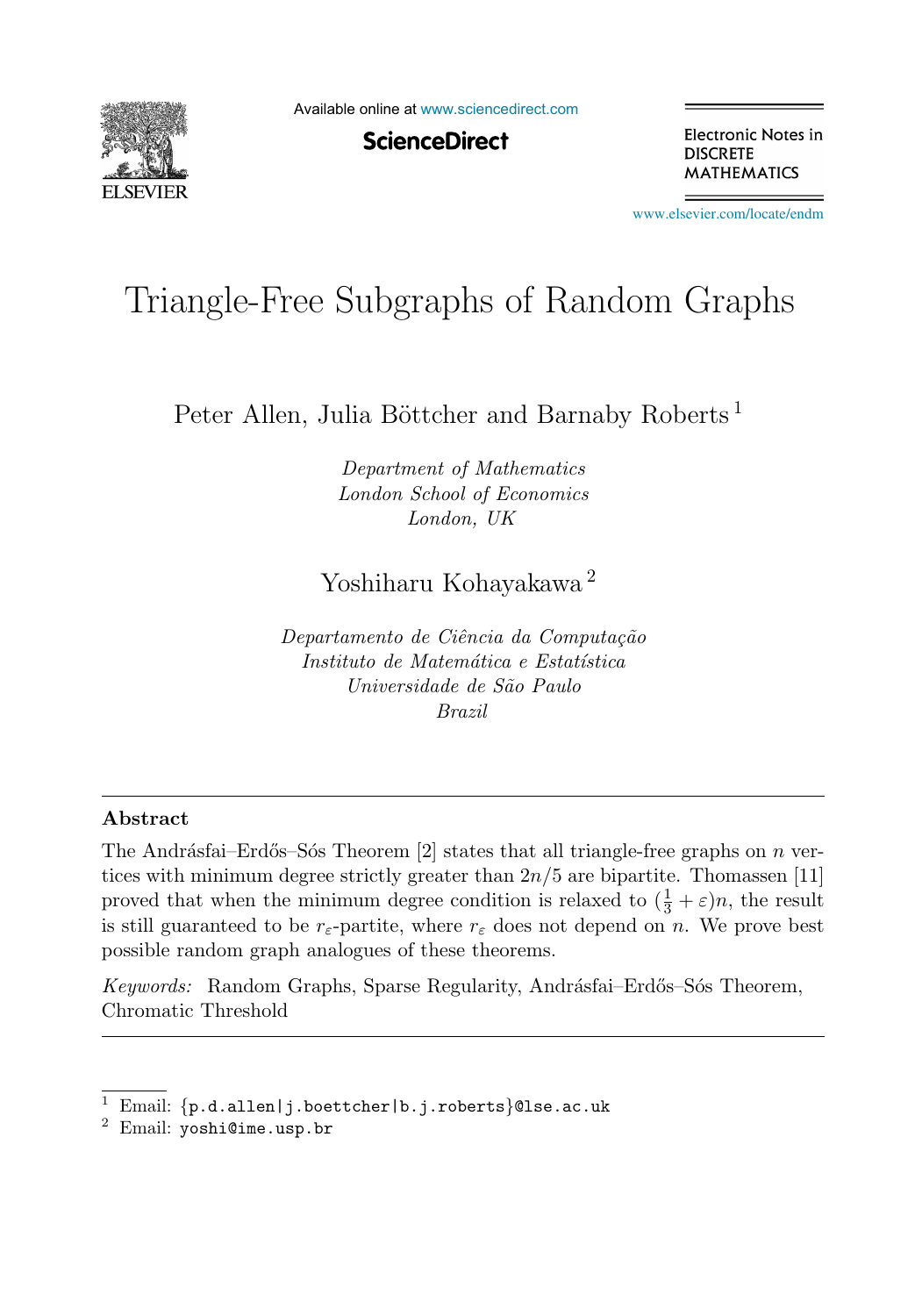# Triangle-Free Subgraphs of Random Graphs

Peter Allen, Julia Böttcher and Barnaby Roberts [1]

*Department of Mathematics*
*London School of Economics*
*London, UK*

Yoshiharu Kohayakawa [2]

*Departamento de Ciência da Computação*
*Instituto de Matemática e Estatística*
*Universidade de São Paulo*
*Brazil*

---

## Abstract

The Andrásfai–Erdős–Sós Theorem [2] states that all triangle-free graphs on $n$ vertices with minimum degree strictly greater than $2n/5$ are bipartite. Thomassen [11] proved that when the minimum degree condition is relaxed to $(\frac{1}{3}+\varepsilon)n$, the result is still guaranteed to be $r_\varepsilon$-partite, where $r_\varepsilon$ does not depend on $n$. We prove best possible random graph analogues of these theorems.

*Keywords:* Random Graphs, Sparse Regularity, Andrásfai–Erdős–Sós Theorem, Chromatic Threshold

---

[1] Email: {p.d.allen|j.boettcher|b.j.roberts}@lse.ac.uk

[2] Email: yoshi@ime.usp.br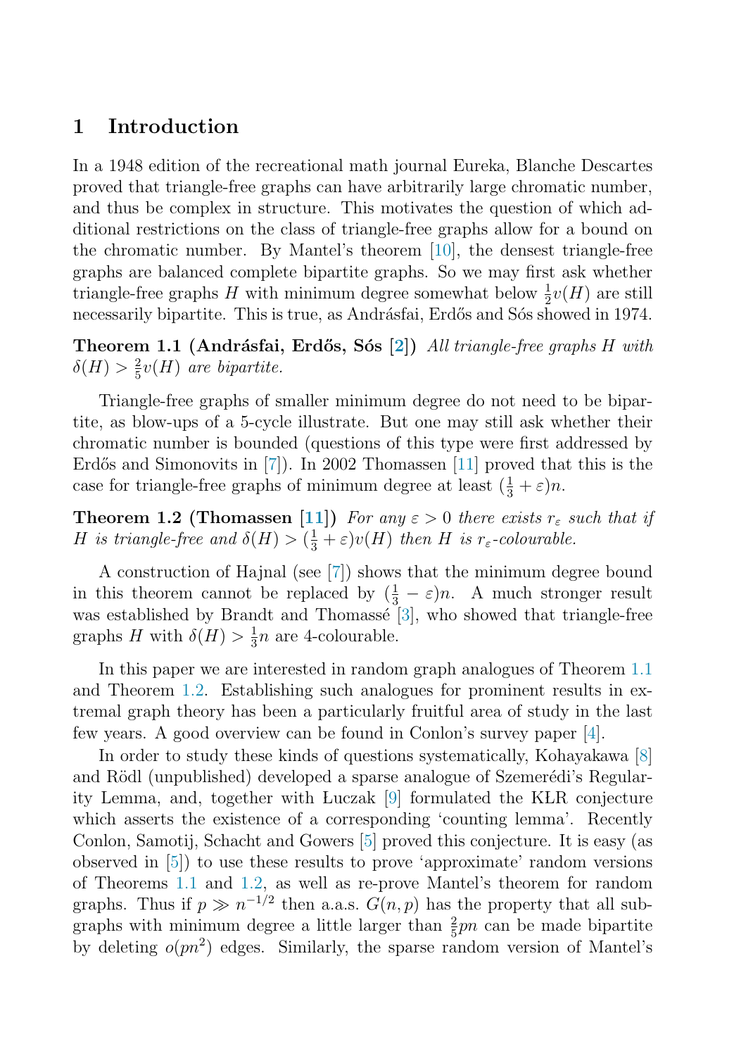## 1 Introduction

In a 1948 edition of the recreational math journal Eureka, Blanche Descartes proved that triangle-free graphs can have arbitrarily large chromatic number, and thus be complex in structure. This motivates the question of which additional restrictions on the class of triangle-free graphs allow for a bound on the chromatic number. By Mantel's theorem [10], the densest triangle-free graphs are balanced complete bipartite graphs. So we may first ask whether triangle-free graphs $H$ with minimum degree somewhat below $\frac{1}{2}v(H)$ are still necessarily bipartite. This is true, as Andrásfai, Erdős and Sós showed in 1974.

**Theorem 1.1 (Andrásfai, Erdős, Sós [2])** *All triangle-free graphs $H$ with $\delta(H) > \frac{2}{5}v(H)$ are bipartite.*

Triangle-free graphs of smaller minimum degree do not need to be bipartite, as blow-ups of a 5-cycle illustrate. But one may still ask whether their chromatic number is bounded (questions of this type were first addressed by Erdős and Simonovits in [7]). In 2002 Thomassen [11] proved that this is the case for triangle-free graphs of minimum degree at least $(\frac{1}{3}+\varepsilon)n$.

**Theorem 1.2 (Thomassen [11])** *For any $\varepsilon > 0$ there exists $r_\varepsilon$ such that if $H$ is triangle-free and $\delta(H) > (\frac{1}{3}+\varepsilon)v(H)$ then $H$ is $r_\varepsilon$-colourable.*

A construction of Hajnal (see [7]) shows that the minimum degree bound in this theorem cannot be replaced by $(\frac{1}{3}-\varepsilon)n$. A much stronger result was established by Brandt and Thomassé [3], who showed that triangle-free graphs $H$ with $\delta(H) > \frac{1}{3}n$ are 4-colourable.

In this paper we are interested in random graph analogues of Theorem 1.1 and Theorem 1.2. Establishing such analogues for prominent results in extremal graph theory has been a particularly fruitful area of study in the last few years. A good overview can be found in Conlon's survey paper [4].

In order to study these kinds of questions systematically, Kohayakawa [8] and Rödl (unpublished) developed a sparse analogue of Szemerédi's Regularity Lemma, and, together with Łuczak [9] formulated the KŁR conjecture which asserts the existence of a corresponding 'counting lemma'. Recently Conlon, Samotij, Schacht and Gowers [5] proved this conjecture. It is easy (as observed in [5]) to use these results to prove 'approximate' random versions of Theorems 1.1 and 1.2, as well as re-prove Mantel's theorem for random graphs. Thus if $p \gg n^{-1/2}$ then a.a.s. $G(n,p)$ has the property that all subgraphs with minimum degree a little larger than $\frac{2}{5}pn$ can be made bipartite by deleting $o(pn^2)$ edges. Similarly, the sparse random version of Mantel's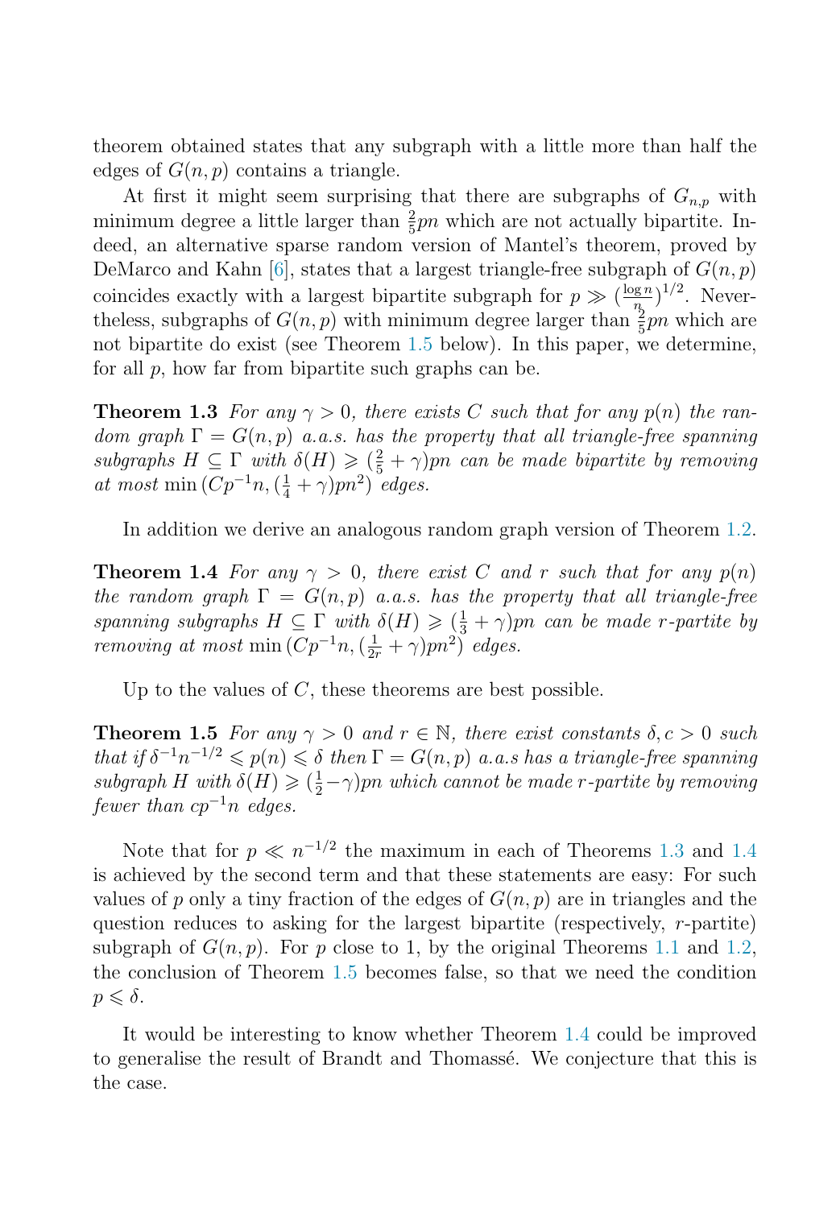theorem obtained states that any subgraph with a little more than half the edges of $G(n,p)$ contains a triangle.

At first it might seem surprising that there are subgraphs of $G_{n,p}$ with minimum degree a little larger than $\frac{2}{5}pn$ which are not actually bipartite. Indeed, an alternative sparse random version of Mantel's theorem, proved by DeMarco and Kahn [6], states that a largest triangle-free subgraph of $G(n,p)$ coincides exactly with a largest bipartite subgraph for $p \gg (\frac{\log n}{n})^{1/2}$. Nevertheless, subgraphs of $G(n,p)$ with minimum degree larger than $\frac{2}{5}pn$ which are not bipartite do exist (see Theorem 1.5 below). In this paper, we determine, for all $p$, how far from bipartite such graphs can be.

**Theorem 1.3** *For any $\gamma > 0$, there exists $C$ such that for any $p(n)$ the random graph $\Gamma = G(n,p)$ a.a.s. has the property that all triangle-free spanning subgraphs $H \subseteq \Gamma$ with $\delta(H) \geqslant (\frac{2}{5} + \gamma)pn$ can be made bipartite by removing at most $\min(Cp^{-1}n, (\frac{1}{4} + \gamma)pn^2)$ edges.*

In addition we derive an analogous random graph version of Theorem 1.2.

**Theorem 1.4** *For any $\gamma > 0$, there exist $C$ and $r$ such that for any $p(n)$ the random graph $\Gamma = G(n,p)$ a.a.s. has the property that all triangle-free spanning subgraphs $H \subseteq \Gamma$ with $\delta(H) \geqslant (\frac{1}{3} + \gamma)pn$ can be made $r$-partite by removing at most $\min(Cp^{-1}n, (\frac{1}{2r} + \gamma)pn^2)$ edges.*

Up to the values of $C$, these theorems are best possible.

**Theorem 1.5** *For any $\gamma > 0$ and $r \in \mathbb{N}$, there exist constants $\delta, c > 0$ such that if $\delta^{-1}n^{-1/2} \leqslant p(n) \leqslant \delta$ then $\Gamma = G(n,p)$ a.a.s has a triangle-free spanning subgraph $H$ with $\delta(H) \geqslant (\frac{1}{2} - \gamma)pn$ which cannot be made $r$-partite by removing fewer than $cp^{-1}n$ edges.*

Note that for $p \ll n^{-1/2}$ the maximum in each of Theorems 1.3 and 1.4 is achieved by the second term and that these statements are easy: For such values of $p$ only a tiny fraction of the edges of $G(n,p)$ are in triangles and the question reduces to asking for the largest bipartite (respectively, $r$-partite) subgraph of $G(n,p)$. For $p$ close to 1, by the original Theorems 1.1 and 1.2, the conclusion of Theorem 1.5 becomes false, so that we need the condition $p \leqslant \delta$.

It would be interesting to know whether Theorem 1.4 could be improved to generalise the result of Brandt and Thomassé. We conjecture that this is the case.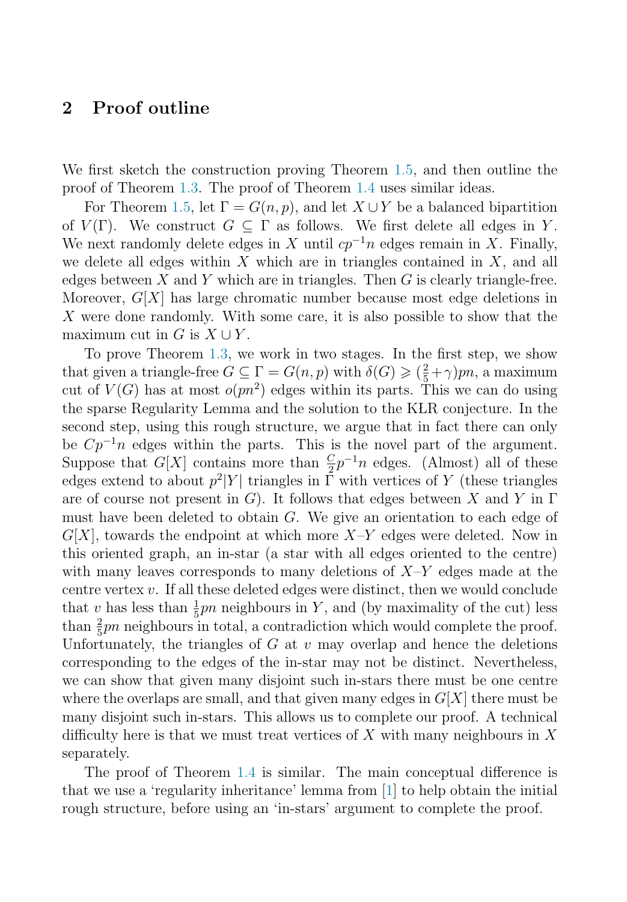## 2 Proof outline

We first sketch the construction proving Theorem 1.5, and then outline the proof of Theorem 1.3. The proof of Theorem 1.4 uses similar ideas.

For Theorem 1.5, let $\Gamma = G(n,p)$, and let $X \cup Y$ be a balanced bipartition of $V(\Gamma)$. We construct $G \subseteq \Gamma$ as follows. We first delete all edges in $Y$. We next randomly delete edges in $X$ until $cp^{-1}n$ edges remain in $X$. Finally, we delete all edges within $X$ which are in triangles contained in $X$, and all edges between $X$ and $Y$ which are in triangles. Then $G$ is clearly triangle-free. Moreover, $G[X]$ has large chromatic number because most edge deletions in $X$ were done randomly. With some care, it is also possible to show that the maximum cut in $G$ is $X \cup Y$.

To prove Theorem 1.3, we work in two stages. In the first step, we show that given a triangle-free $G \subseteq \Gamma = G(n,p)$ with $\delta(G) \geqslant (\frac{2}{5}+\gamma)pn$, a maximum cut of $V(G)$ has at most $o(pn^2)$ edges within its parts. This we can do using the sparse Regularity Lemma and the solution to the KŁR conjecture. In the second step, using this rough structure, we argue that in fact there can only be $Cp^{-1}n$ edges within the parts. This is the novel part of the argument. Suppose that $G[X]$ contains more than $\frac{C}{2}p^{-1}n$ edges. (Almost) all of these edges extend to about $p^2|Y|$ triangles in $\Gamma$ with vertices of $Y$ (these triangles are of course not present in $G$). It follows that edges between $X$ and $Y$ in $\Gamma$ must have been deleted to obtain $G$. We give an orientation to each edge of $G[X]$, towards the endpoint at which more $X$–$Y$ edges were deleted. Now in this oriented graph, an in-star (a star with all edges oriented to the centre) with many leaves corresponds to many deletions of $X$–$Y$ edges made at the centre vertex $v$. If all these deleted edges were distinct, then we would conclude that $v$ has less than $\frac{1}{5}pn$ neighbours in $Y$, and (by maximality of the cut) less than $\frac{2}{5}pn$ neighbours in total, a contradiction which would complete the proof. Unfortunately, the triangles of $G$ at $v$ may overlap and hence the deletions corresponding to the edges of the in-star may not be distinct. Nevertheless, we can show that given many disjoint such in-stars there must be one centre where the overlaps are small, and that given many edges in $G[X]$ there must be many disjoint such in-stars. This allows us to complete our proof. A technical difficulty here is that we must treat vertices of $X$ with many neighbours in $X$ separately.

The proof of Theorem 1.4 is similar. The main conceptual difference is that we use a 'regularity inheritance' lemma from [1] to help obtain the initial rough structure, before using an 'in-stars' argument to complete the proof.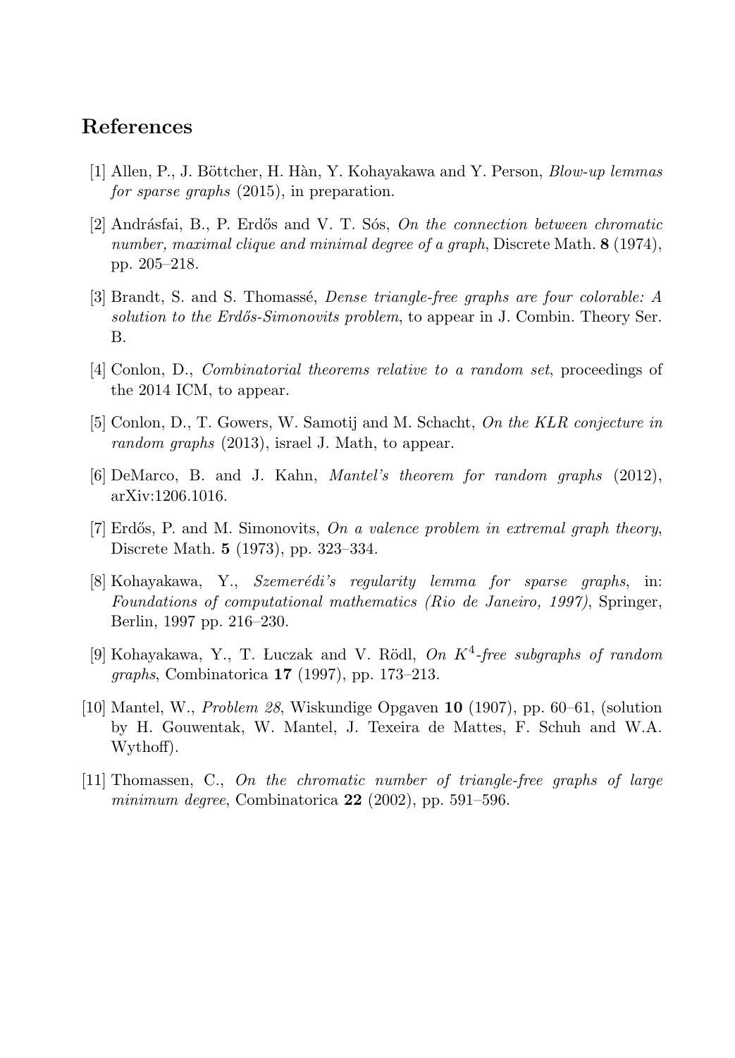## References

[1] Allen, P., J. Böttcher, H. Hàn, Y. Kohayakawa and Y. Person, *Blow-up lemmas for sparse graphs* (2015), in preparation.

[2] Andrásfai, B., P. Erdős and V. T. Sós, *On the connection between chromatic number, maximal clique and minimal degree of a graph*, Discrete Math. **8** (1974), pp. 205–218.

[3] Brandt, S. and S. Thomassé, *Dense triangle-free graphs are four colorable: A solution to the Erdős-Simonovits problem*, to appear in J. Combin. Theory Ser. B.

[4] Conlon, D., *Combinatorial theorems relative to a random set*, proceedings of the 2014 ICM, to appear.

[5] Conlon, D., T. Gowers, W. Samotij and M. Schacht, *On the KŁR conjecture in random graphs* (2013), israel J. Math, to appear.

[6] DeMarco, B. and J. Kahn, *Mantel's theorem for random graphs* (2012), arXiv:1206.1016.

[7] Erdős, P. and M. Simonovits, *On a valence problem in extremal graph theory*, Discrete Math. **5** (1973), pp. 323–334.

[8] Kohayakawa, Y., *Szemerédi's regularity lemma for sparse graphs*, in: *Foundations of computational mathematics (Rio de Janeiro, 1997)*, Springer, Berlin, 1997 pp. 216–230.

[9] Kohayakawa, Y., T. Łuczak and V. Rödl, *On $K^4$-free subgraphs of random graphs*, Combinatorica **17** (1997), pp. 173–213.

[10] Mantel, W., *Problem 28*, Wiskundige Opgaven **10** (1907), pp. 60–61, (solution by H. Gouwentak, W. Mantel, J. Texeira de Mattes, F. Schuh and W.A. Wythoff).

[11] Thomassen, C., *On the chromatic number of triangle-free graphs of large minimum degree*, Combinatorica **22** (2002), pp. 591–596.